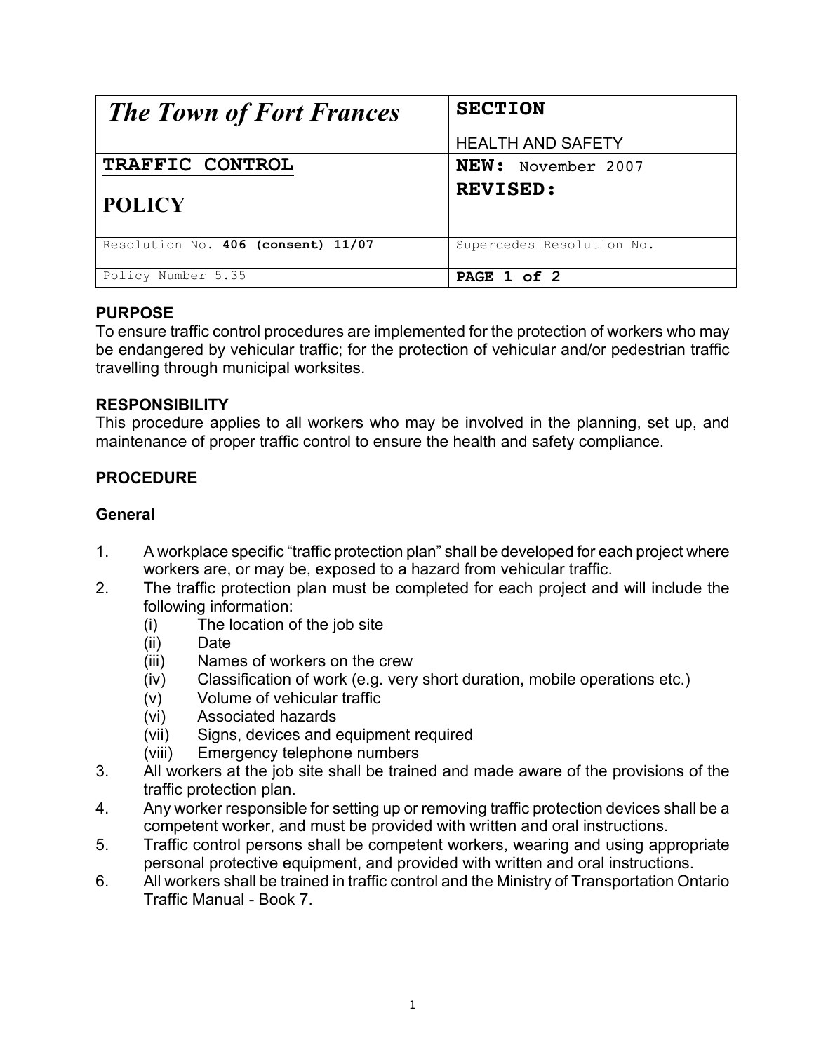| *The Town of Fort Frances* | **SECTION**<br>HEALTH AND SAFETY |
| --- | --- |
| **TRAFFIC CONTROL**<br><br>**POLICY** | **NEW:** November 2007<br>**REVISED:** |
| Resolution No. **406 (consent) 11/07** | Supercedes Resolution No. |
| Policy Number 5.35 | **PAGE 1 of 2** |

**PURPOSE**

To ensure traffic control procedures are implemented for the protection of workers who may be endangered by vehicular traffic; for the protection of vehicular and/or pedestrian traffic travelling through municipal worksites.

**RESPONSIBILITY**

This procedure applies to all workers who may be involved in the planning, set up, and maintenance of proper traffic control to ensure the health and safety compliance.

**PROCEDURE**

**General**

1. A workplace specific "traffic protection plan" shall be developed for each project where workers are, or may be, exposed to a hazard from vehicular traffic.
2. The traffic protection plan must be completed for each project and will include the following information:
   (i) The location of the job site
   (ii) Date
   (iii) Names of workers on the crew
   (iv) Classification of work (e.g. very short duration, mobile operations etc.)
   (v) Volume of vehicular traffic
   (vi) Associated hazards
   (vii) Signs, devices and equipment required
   (viii) Emergency telephone numbers
3. All workers at the job site shall be trained and made aware of the provisions of the traffic protection plan.
4. Any worker responsible for setting up or removing traffic protection devices shall be a competent worker, and must be provided with written and oral instructions.
5. Traffic control persons shall be competent workers, wearing and using appropriate personal protective equipment, and provided with written and oral instructions.
6. All workers shall be trained in traffic control and the Ministry of Transportation Ontario Traffic Manual - Book 7.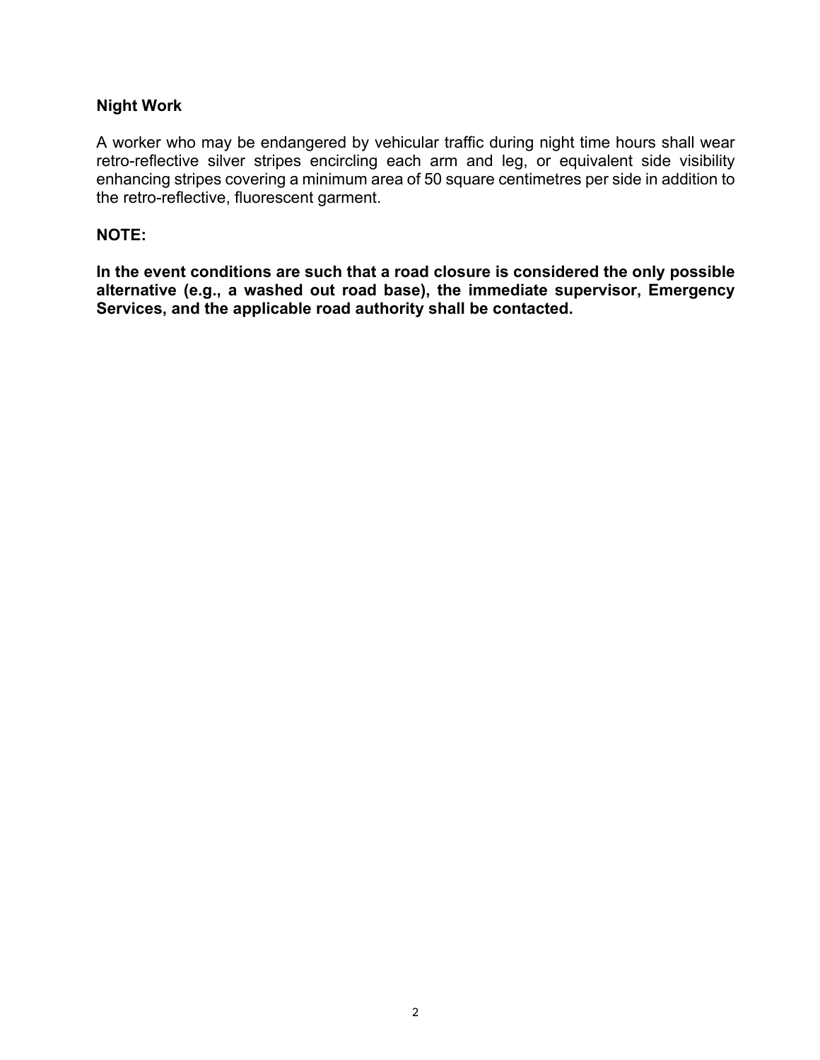**Night Work**

A worker who may be endangered by vehicular traffic during night time hours shall wear retro-reflective silver stripes encircling each arm and leg, or equivalent side visibility enhancing stripes covering a minimum area of 50 square centimetres per side in addition to the retro-reflective, fluorescent garment.

**NOTE:**

**In the event conditions are such that a road closure is considered the only possible alternative (e.g., a washed out road base), the immediate supervisor, Emergency Services, and the applicable road authority shall be contacted.**